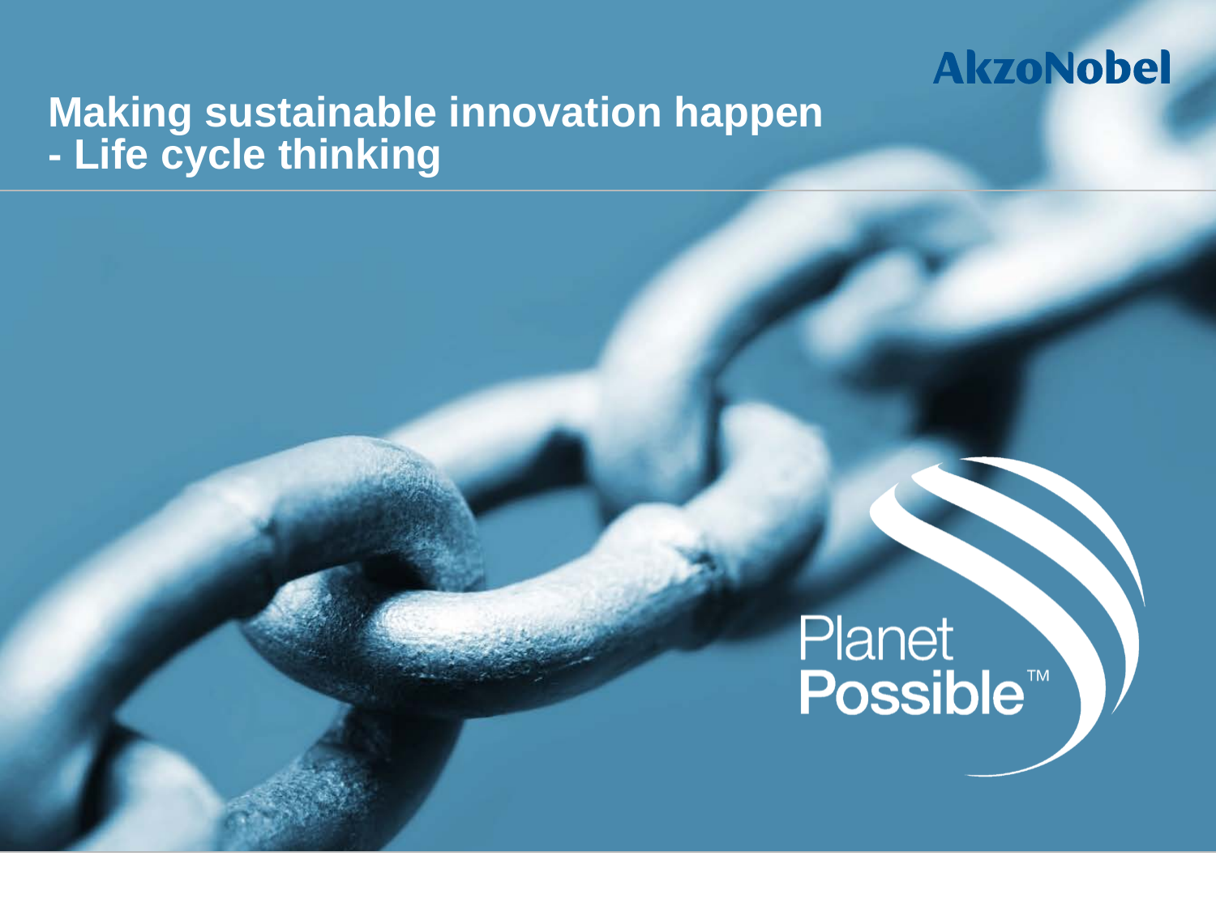AkzoNobel

# Making sustainable innovation happen - Life cycle thinking

Planet Possible™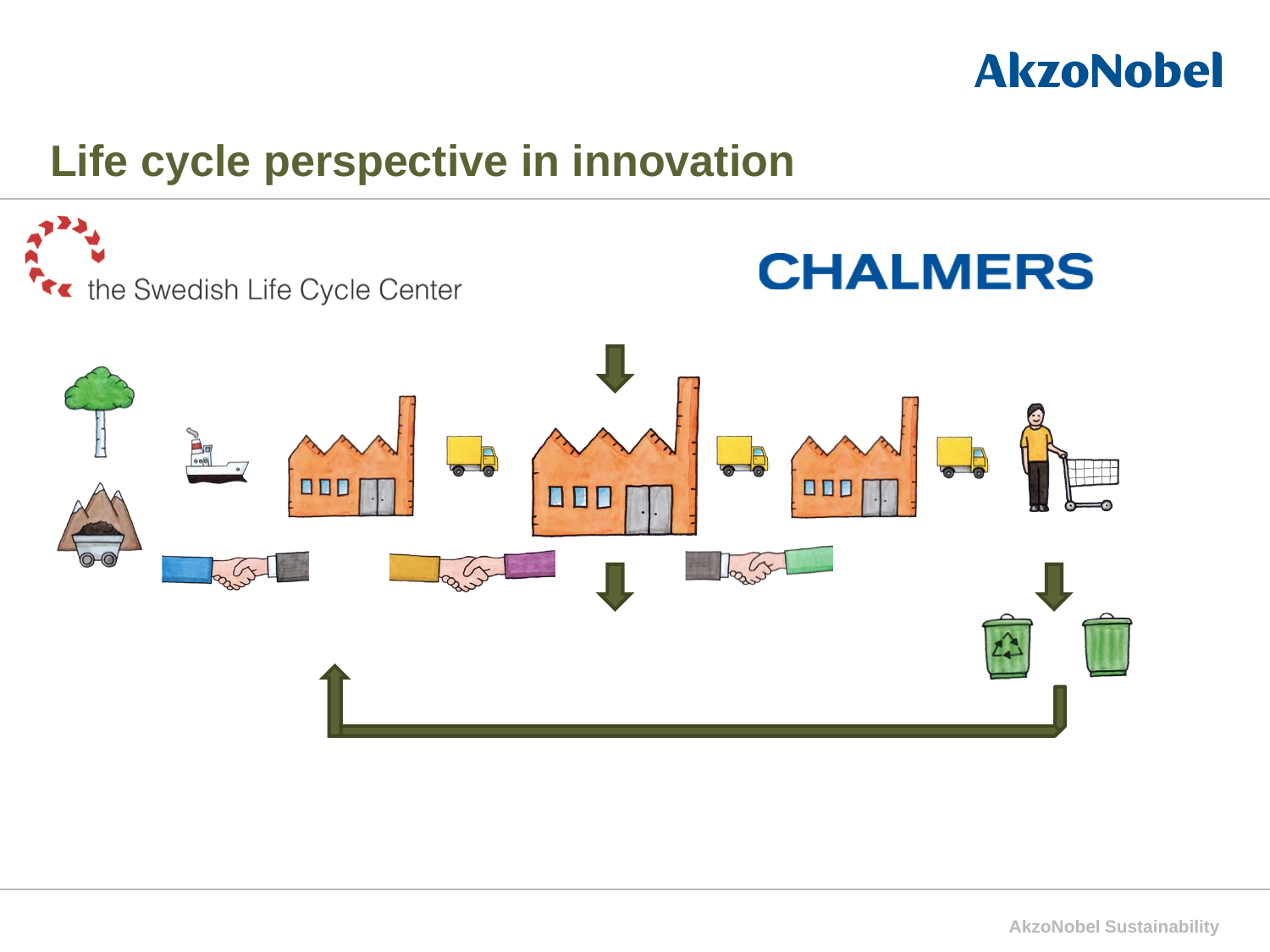# Life cycle perspective in innovation

the Swedish Life Cycle Center

CHALMERS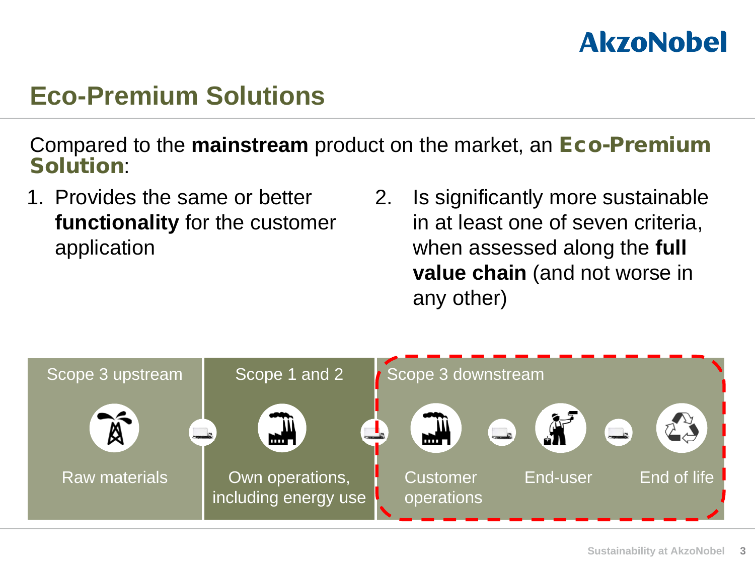# Eco-Premium Solutions

Compared to the **mainstream** product on the market, an **Eco-Premium Solution**:

1. Provides the same or better **functionality** for the customer application
2. Is significantly more sustainable in at least one of seven criteria, when assessed along the **full value chain** (and not worse in any other)

| Scope 3 upstream | Scope 1 and 2 | Scope 3 downstream | | |
|---|---|---|---|---|
| Raw materials | Own operations, including energy use | Customer operations | End-user | End of life |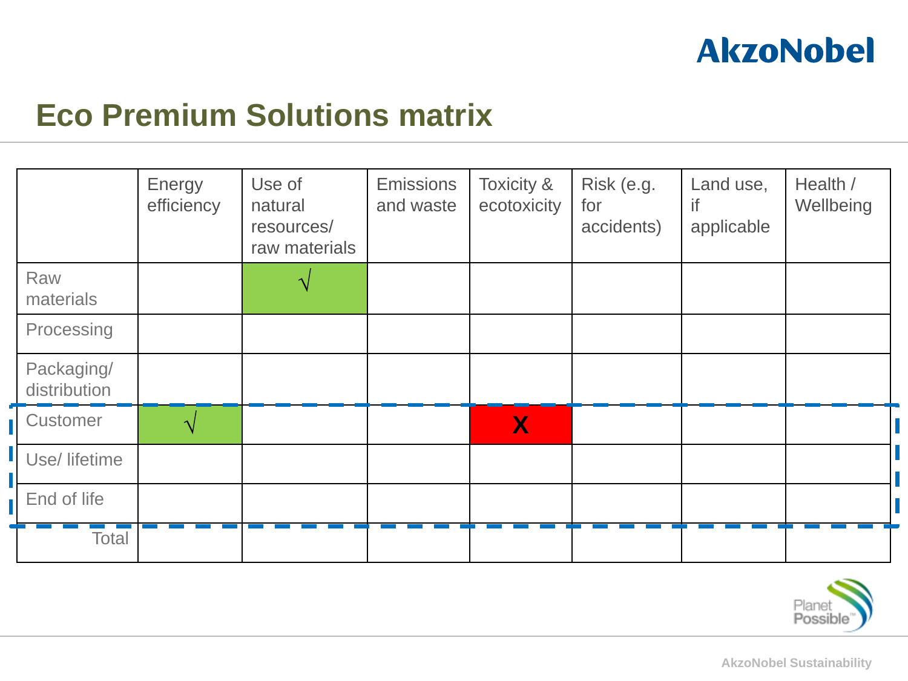## Eco Premium Solutions matrix

| | Energy efficiency | Use of natural resources/ raw materials | Emissions and waste | Toxicity & ecotoxicity | Risk (e.g. for accidents) | Land use, if applicable | Health / Wellbeing |
|---|---|---|---|---|---|---|---|
| Raw materials | | √ | | | | | |
| Processing | | | | | | | |
| Packaging/ distribution | | | | | | | |
| Customer | √ | | | X | | | |
| Use/ lifetime | | | | | | | |
| End of life | | | | | | | |
| Total | | | | | | | |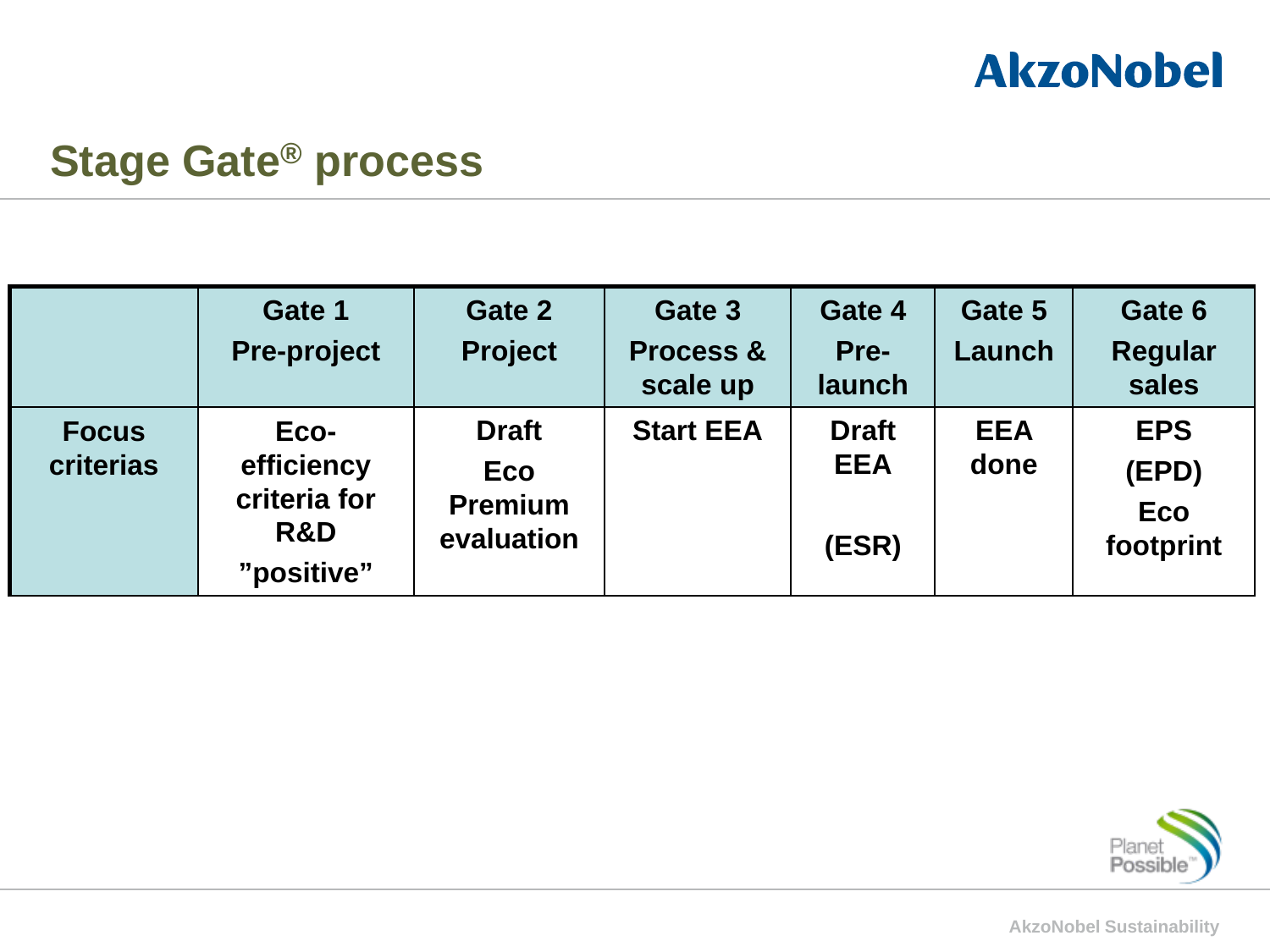# Stage Gate® process

| | Gate 1 Pre-project | Gate 2 Project | Gate 3 Process & scale up | Gate 4 Pre-launch | Gate 5 Launch | Gate 6 Regular sales |
|---|---|---|---|---|---|---|
| Focus criterias | Eco-efficiency criteria for R&D "positive" | Draft Eco Premium evaluation | Start EEA | Draft EEA (ESR) | EEA done | EPS (EPD) Eco footprint |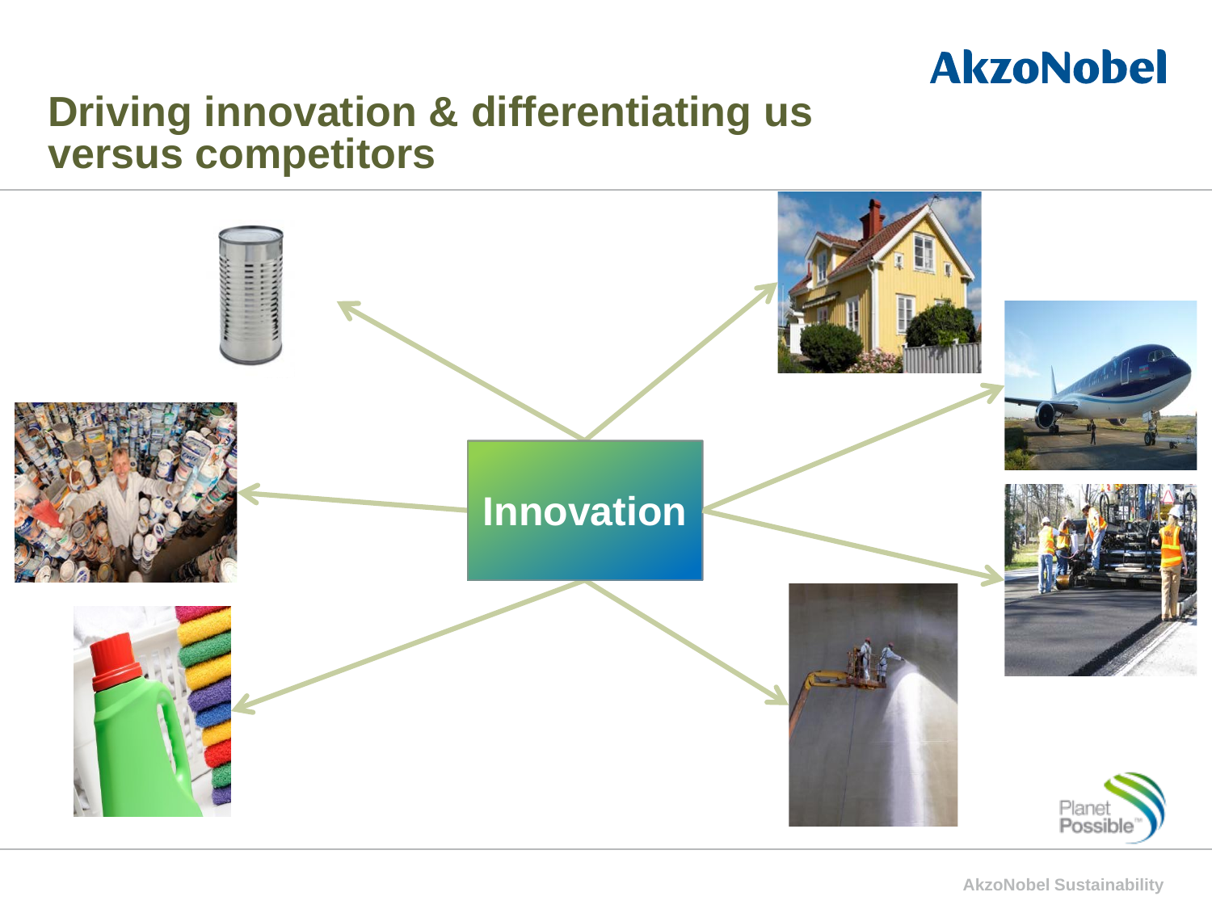# Driving innovation & differentiating us versus competitors

Innovation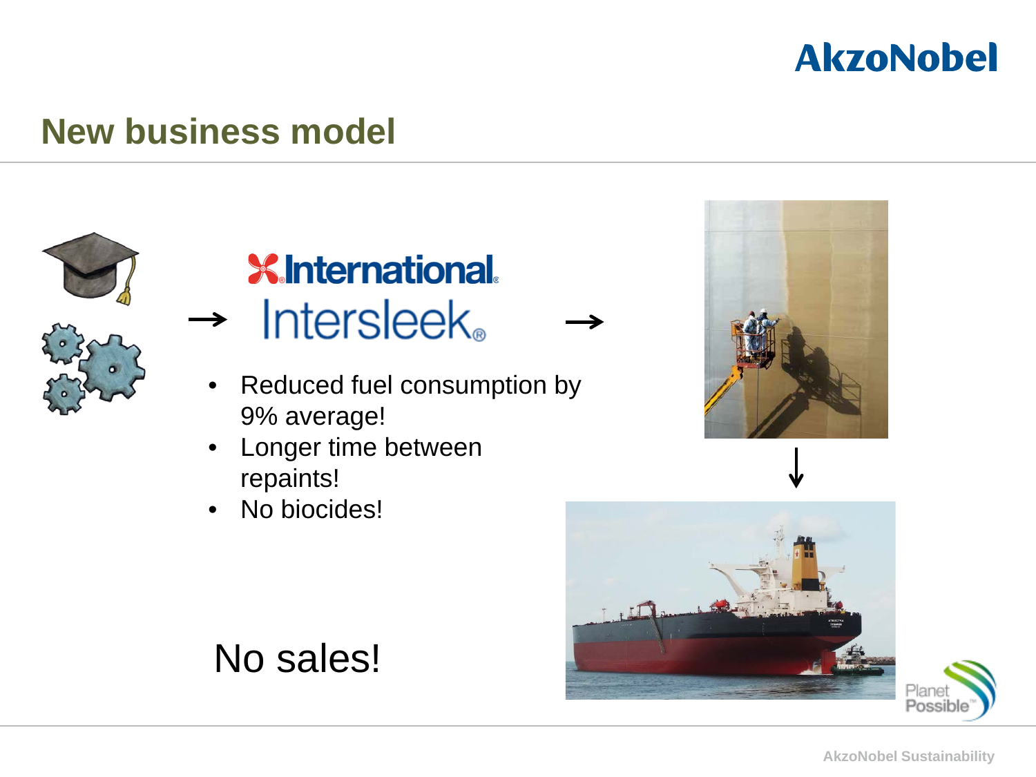## New business model

International Intersleek

- Reduced fuel consumption by 9% average!
- Longer time between repaints!
- No biocides!

No sales!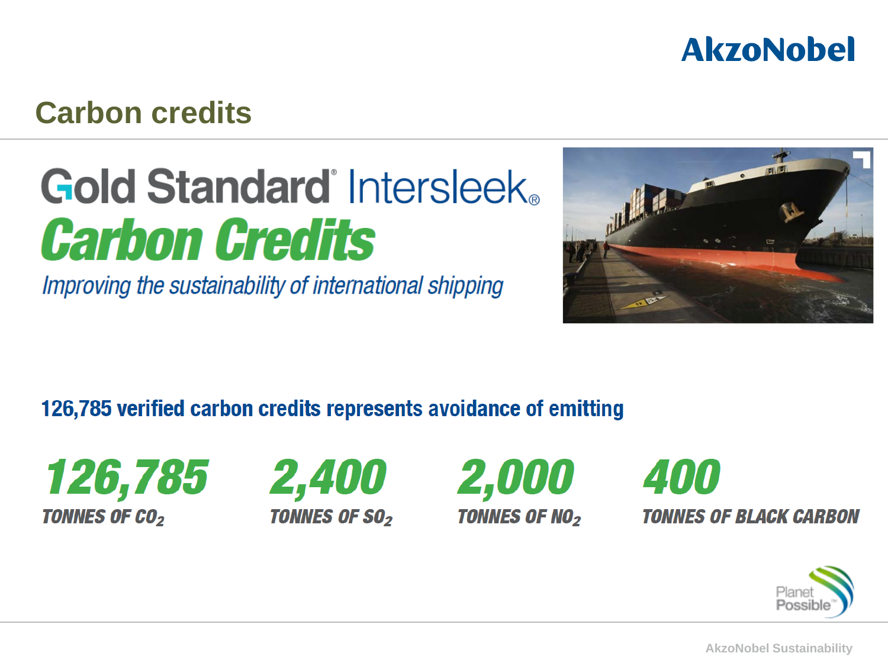# Carbon credits

## Gold Standard® Intersleek®

## *Carbon Credits*

*Improving the sustainability of international shipping*

**126,785 verified carbon credits represents avoidance of emitting**

| | | | |
|---|---|---|---|
| ***126,785*** | ***2,400*** | ***2,000*** | ***400*** |
| *TONNES OF $CO_2$* | *TONNES OF $SO_2$* | *TONNES OF $NO_2$* | *TONNES OF BLACK CARBON* |

Planet Possible™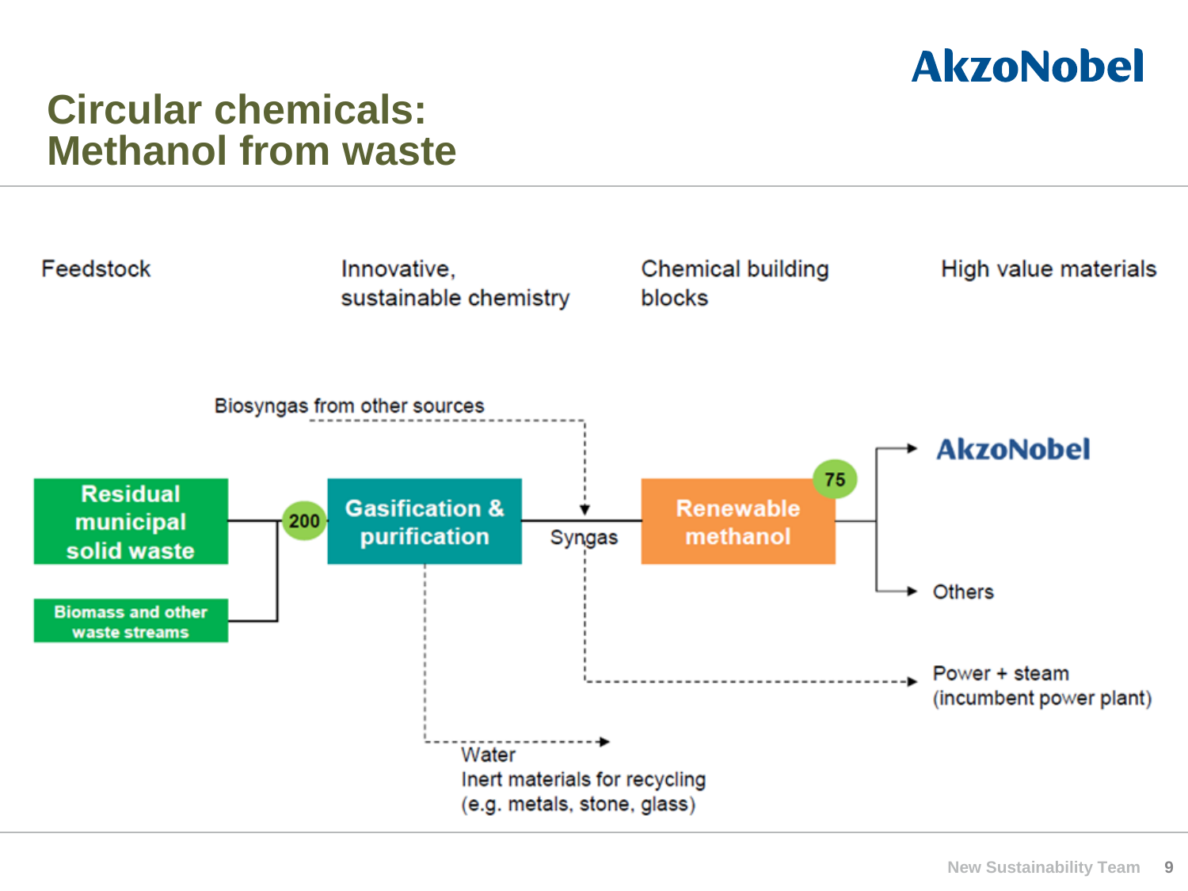# Circular chemicals: Methanol from waste

AkzoNobel

Feedstock

Innovative, sustainable chemistry

Chemical building blocks

High value materials

Biosyngas from other sources

**Residual municipal solid waste**

**Biomass and other waste streams**

200

**Gasification & purification**

Syngas

**Renewable methanol**

75

AkzoNobel

Others

Power + steam (incumbent power plant)

Water
Inert materials for recycling (e.g. metals, stone, glass)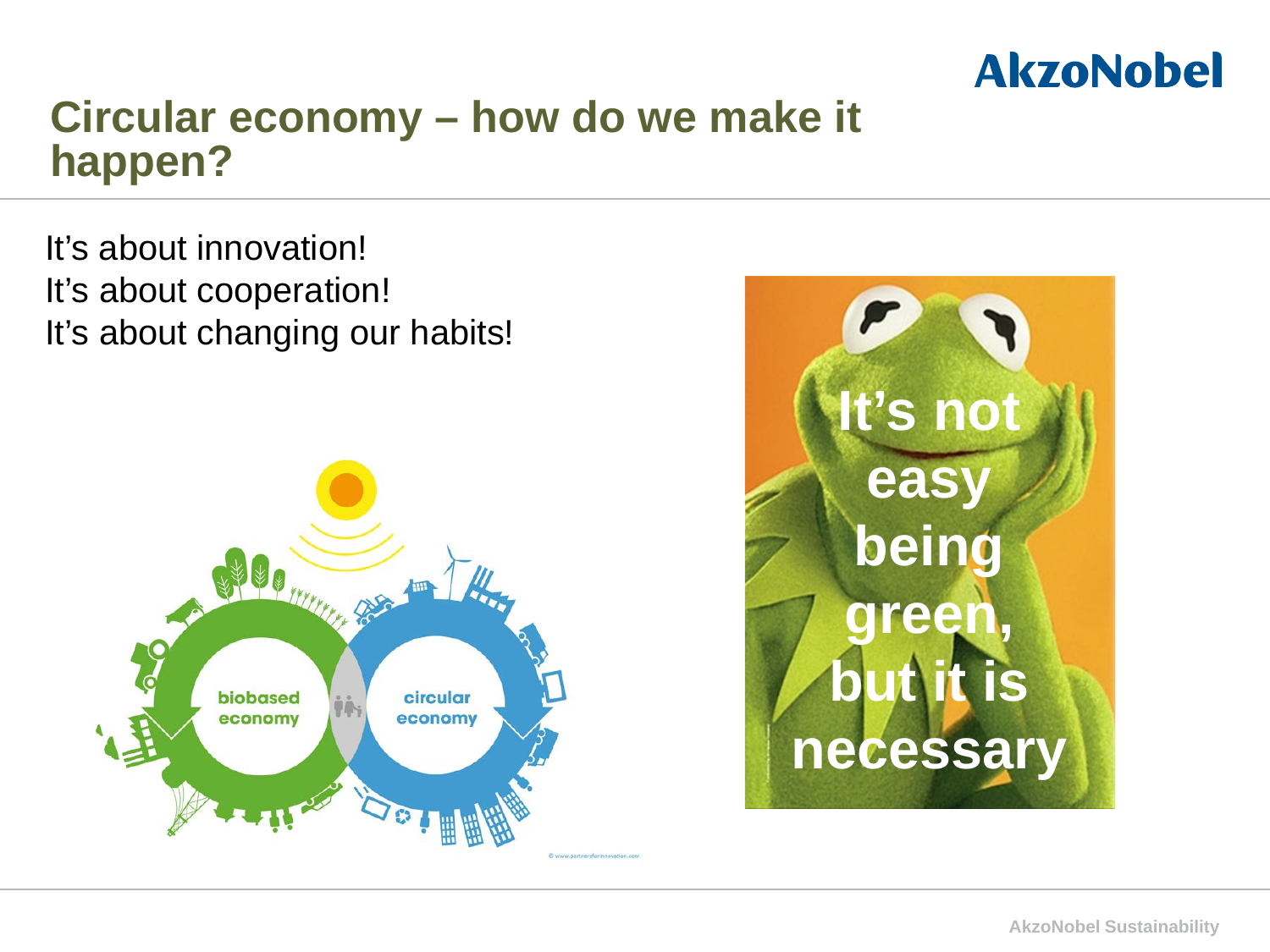# Circular economy – how do we make it happen?

It's about innovation!
It's about cooperation!
It's about changing our habits!

biobased economy

circular economy

© www.partnersforinnovation.com

It's not easy being green, but it is necessary